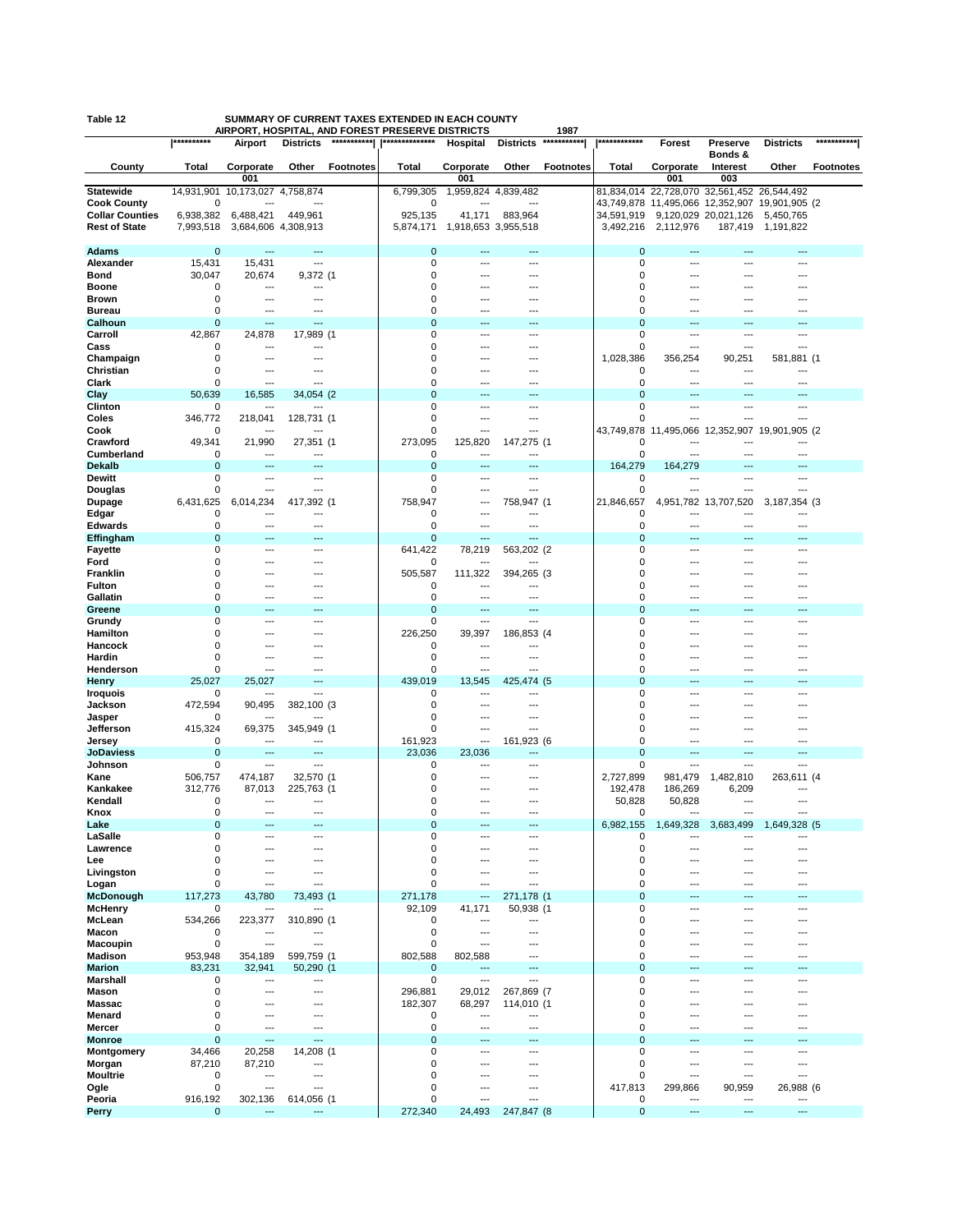**Table 12** — SUMMARY OF CURRENT TAXES EXTENDED IN EACH COUNTY
AIRPORT, HOSPITAL, AND FOREST PRESERVE DISTRICTS — 1987

| | ********** Airport | Districts | *********** | | ************** Hospital | Districts | *********** | | ************ Forest | Preserve | Districts | *********** |
|---|---|---|---|---|---|---|---|---|---|---|---|---|
| County | Total | Corporate 001 | Other | Footnotes | Total | Corporate 001 | Other | Footnotes | Total | Corporate 001 | Bonds & Interest 003 | Other | Footnotes |
| Statewide | 14,931,901 | 10,173,027 | 4,758,874 | | 6,799,305 | 1,959,824 | 4,839,482 | | 81,834,014 | 22,728,070 | 32,561,452 | 26,544,492 | |
| Cook County | 0 | --- | --- | | 0 | --- | --- | | 43,749,878 | 11,495,066 | 12,352,907 | 19,901,905 | (2 |
| Collar Counties | 6,938,382 | 6,488,421 | 449,961 | | 925,135 | 41,171 | 883,964 | | 34,591,919 | 9,120,029 | 20,021,126 | 5,450,765 | |
| Rest of State | 7,993,518 | 3,684,606 | 4,308,913 | | 5,874,171 | 1,918,653 | 3,955,518 | | 3,492,216 | 2,112,976 | 187,419 | 1,191,822 | |
| Adams | 0 | --- | --- | | 0 | --- | --- | | 0 | --- | --- | --- | |
| Alexander | 15,431 | 15,431 | --- | | 0 | --- | --- | | 0 | --- | --- | --- | |
| Bond | 30,047 | 20,674 | 9,372 | (1 | 0 | --- | --- | | 0 | --- | --- | --- | |
| Boone | 0 | --- | --- | | 0 | --- | --- | | 0 | --- | --- | --- | |
| Brown | 0 | --- | --- | | 0 | --- | --- | | 0 | --- | --- | --- | |
| Bureau | 0 | --- | --- | | 0 | --- | --- | | 0 | --- | --- | --- | |
| Calhoun | 0 | --- | --- | | 0 | --- | --- | | 0 | --- | --- | --- | |
| Carroll | 42,867 | 24,878 | 17,989 | (1 | 0 | --- | --- | | 0 | --- | --- | --- | |
| Cass | 0 | --- | --- | | 0 | --- | --- | | 0 | --- | --- | --- | |
| Champaign | 0 | --- | --- | | 0 | --- | --- | | 1,028,386 | 356,254 | 90,251 | 581,881 | (1 |
| Christian | 0 | --- | --- | | 0 | --- | --- | | 0 | --- | --- | --- | |
| Clark | 0 | --- | --- | | 0 | --- | --- | | 0 | --- | --- | --- | |
| Clay | 50,639 | 16,585 | 34,054 | (2 | 0 | --- | --- | | 0 | --- | --- | --- | |
| Clinton | 0 | --- | --- | | 0 | --- | --- | | 0 | --- | --- | --- | |
| Coles | 346,772 | 218,041 | 128,731 | (1 | 0 | --- | --- | | 0 | --- | --- | --- | |
| Cook | 0 | --- | --- | | 0 | --- | --- | | 43,749,878 | 11,495,066 | 12,352,907 | 19,901,905 | (2 |
| Crawford | 49,341 | 21,990 | 27,351 | (1 | 273,095 | 125,820 | 147,275 | (1 | 0 | --- | --- | --- | |
| Cumberland | 0 | --- | --- | | 0 | --- | --- | | 0 | --- | --- | --- | |
| Dekalb | 0 | --- | --- | | 0 | --- | --- | | 164,279 | 164,279 | --- | --- | |
| Dewitt | 0 | --- | --- | | 0 | --- | --- | | 0 | --- | --- | --- | |
| Douglas | 0 | --- | --- | | 0 | --- | --- | | 0 | --- | --- | --- | |
| Dupage | 6,431,625 | 6,014,234 | 417,392 | (1 | 758,947 | --- | 758,947 | (1 | 21,846,657 | 4,951,782 | 13,707,520 | 3,187,354 | (3 |
| Edgar | 0 | --- | --- | | 0 | --- | --- | | 0 | --- | --- | --- | |
| Edwards | 0 | --- | --- | | 0 | --- | --- | | 0 | --- | --- | --- | |
| Effingham | 0 | --- | --- | | 0 | --- | --- | | 0 | --- | --- | --- | |
| Fayette | 0 | --- | --- | | 641,422 | 78,219 | 563,202 | (2 | 0 | --- | --- | --- | |
| Ford | 0 | --- | --- | | 0 | --- | --- | | 0 | --- | --- | --- | |
| Franklin | 0 | --- | --- | | 505,587 | 111,322 | 394,265 | (3 | 0 | --- | --- | --- | |
| Fulton | 0 | --- | --- | | 0 | --- | --- | | 0 | --- | --- | --- | |
| Gallatin | 0 | --- | --- | | 0 | --- | --- | | 0 | --- | --- | --- | |
| Greene | 0 | --- | --- | | 0 | --- | --- | | 0 | --- | --- | --- | |
| Grundy | 0 | --- | --- | | 0 | --- | --- | | 0 | --- | --- | --- | |
| Hamilton | 0 | --- | --- | | 226,250 | 39,397 | 186,853 | (4 | 0 | --- | --- | --- | |
| Hancock | 0 | --- | --- | | 0 | --- | --- | | 0 | --- | --- | --- | |
| Hardin | 0 | --- | --- | | 0 | --- | --- | | 0 | --- | --- | --- | |
| Henderson | 0 | --- | --- | | 0 | --- | --- | | 0 | --- | --- | --- | |
| Henry | 25,027 | 25,027 | --- | | 439,019 | 13,545 | 425,474 | (5 | 0 | --- | --- | --- | |
| Iroquois | 0 | --- | --- | | 0 | --- | --- | | 0 | --- | --- | --- | |
| Jackson | 472,594 | 90,495 | 382,100 | (3 | 0 | --- | --- | | 0 | --- | --- | --- | |
| Jasper | 0 | --- | --- | | 0 | --- | --- | | 0 | --- | --- | --- | |
| Jefferson | 415,324 | 69,375 | 345,949 | (1 | 0 | --- | --- | | 0 | --- | --- | --- | |
| Jersey | 0 | --- | --- | | 161,923 | --- | 161,923 | (6 | 0 | --- | --- | --- | |
| JoDaviess | 0 | --- | --- | | 23,036 | 23,036 | --- | | 0 | --- | --- | --- | |
| Johnson | 0 | --- | --- | | 0 | --- | --- | | 0 | --- | --- | --- | |
| Kane | 506,757 | 474,187 | 32,570 | (1 | 0 | --- | --- | | 2,727,899 | 981,479 | 1,482,810 | 263,611 | (4 |
| Kankakee | 312,776 | 87,013 | 225,763 | (1 | 0 | --- | --- | | 192,478 | 186,269 | 6,209 | --- | |
| Kendall | 0 | --- | --- | | 0 | --- | --- | | 50,828 | 50,828 | --- | --- | |
| Knox | 0 | --- | --- | | 0 | --- | --- | | 0 | --- | --- | --- | |
| Lake | 0 | --- | --- | | 0 | --- | --- | | 6,982,155 | 1,649,328 | 3,683,499 | 1,649,328 | (5 |
| LaSalle | 0 | --- | --- | | 0 | --- | --- | | 0 | --- | --- | --- | |
| Lawrence | 0 | --- | --- | | 0 | --- | --- | | 0 | --- | --- | --- | |
| Lee | 0 | --- | --- | | 0 | --- | --- | | 0 | --- | --- | --- | |
| Livingston | 0 | --- | --- | | 0 | --- | --- | | 0 | --- | --- | --- | |
| Logan | 0 | --- | --- | | 0 | --- | --- | | 0 | --- | --- | --- | |
| McDonough | 117,273 | 43,780 | 73,493 | (1 | 271,178 | --- | 271,178 | (1 | 0 | --- | --- | --- | |
| McHenry | 0 | --- | --- | | 92,109 | 41,171 | 50,938 | (1 | 0 | --- | --- | --- | |
| McLean | 534,266 | 223,377 | 310,890 | (1 | 0 | --- | --- | | 0 | --- | --- | --- | |
| Macon | 0 | --- | --- | | 0 | --- | --- | | 0 | --- | --- | --- | |
| Macoupin | 0 | --- | --- | | 0 | --- | --- | | 0 | --- | --- | --- | |
| Madison | 953,948 | 354,189 | 599,759 | (1 | 802,588 | 802,588 | --- | | 0 | --- | --- | --- | |
| Marion | 83,231 | 32,941 | 50,290 | (1 | 0 | --- | --- | | 0 | --- | --- | --- | |
| Marshall | 0 | --- | --- | | 0 | --- | --- | | 0 | --- | --- | --- | |
| Mason | 0 | --- | --- | | 296,881 | 29,012 | 267,869 | (7 | 0 | --- | --- | --- | |
| Massac | 0 | --- | --- | | 182,307 | 68,297 | 114,010 | (1 | 0 | --- | --- | --- | |
| Menard | 0 | --- | --- | | 0 | --- | --- | | 0 | --- | --- | --- | |
| Mercer | 0 | --- | --- | | 0 | --- | --- | | 0 | --- | --- | --- | |
| Monroe | 0 | --- | --- | | 0 | --- | --- | | 0 | --- | --- | --- | |
| Montgomery | 34,466 | 20,258 | 14,208 | (1 | 0 | --- | --- | | 0 | --- | --- | --- | |
| Morgan | 87,210 | 87,210 | --- | | 0 | --- | --- | | 0 | --- | --- | --- | |
| Moultrie | 0 | --- | --- | | 0 | --- | --- | | 0 | --- | --- | --- | |
| Ogle | 0 | --- | --- | | 0 | --- | --- | | 417,813 | 299,866 | 90,959 | 26,988 | (6 |
| Peoria | 916,192 | 302,136 | 614,056 | (1 | 0 | --- | --- | | 0 | --- | --- | --- | |
| Perry | 0 | --- | --- | | 272,340 | 24,493 | 247,847 | (8 | 0 | --- | --- | --- | |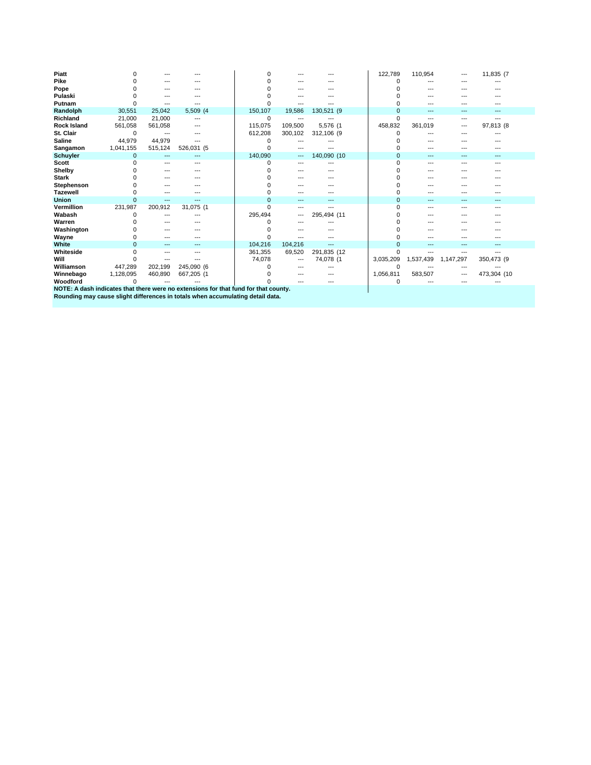| | | | | | | | | | | |
|---|---|---|---|---|---|---|---|---|---|---|
| **Piatt** | 0 | --- | --- | 0 | --- | --- | 122,789 | 110,954 | --- | 11,835 (7 |
| **Pike** | 0 | --- | --- | 0 | --- | --- | 0 | --- | --- | --- |
| **Pope** | 0 | --- | --- | 0 | --- | --- | 0 | --- | --- | --- |
| **Pulaski** | 0 | --- | --- | 0 | --- | --- | 0 | --- | --- | --- |
| **Putnam** | 0 | --- | --- | 0 | --- | --- | 0 | --- | --- | --- |
| **Randolph** | 30,551 | 25,042 | 5,509 (4 | 150,107 | 19,586 | 130,521 (9 | 0 | --- | --- | --- |
| **Richland** | 21,000 | 21,000 | --- | 0 | --- | --- | 0 | --- | --- | --- |
| **Rock Island** | 561,058 | 561,058 | --- | 115,075 | 109,500 | 5,576 (1 | 458,832 | 361,019 | --- | 97,813 (8 |
| **St. Clair** | 0 | --- | --- | 612,208 | 300,102 | 312,106 (9 | 0 | --- | --- | --- |
| **Saline** | 44,979 | 44,979 | --- | 0 | --- | --- | 0 | --- | --- | --- |
| **Sangamon** | 1,041,155 | 515,124 | 526,031 (5 | 0 | --- | --- | 0 | --- | --- | --- |
| **Schuyler** | 0 | --- | --- | 140,090 | --- | 140,090 (10 | 0 | --- | --- | --- |
| **Scott** | 0 | --- | --- | 0 | --- | --- | 0 | --- | --- | --- |
| **Shelby** | 0 | --- | --- | 0 | --- | --- | 0 | --- | --- | --- |
| **Stark** | 0 | --- | --- | 0 | --- | --- | 0 | --- | --- | --- |
| **Stephenson** | 0 | --- | --- | 0 | --- | --- | 0 | --- | --- | --- |
| **Tazewell** | 0 | --- | --- | 0 | --- | --- | 0 | --- | --- | --- |
| **Union** | 0 | --- | --- | 0 | --- | --- | 0 | --- | --- | --- |
| **Vermillion** | 231,987 | 200,912 | 31,075 (1 | 0 | --- | --- | 0 | --- | --- | --- |
| **Wabash** | 0 | --- | --- | 295,494 | --- | 295,494 (11 | 0 | --- | --- | --- |
| **Warren** | 0 | --- | --- | 0 | --- | --- | 0 | --- | --- | --- |
| **Washington** | 0 | --- | --- | 0 | --- | --- | 0 | --- | --- | --- |
| **Wayne** | 0 | --- | --- | 0 | --- | --- | 0 | --- | --- | --- |
| **White** | 0 | --- | --- | 104,216 | 104,216 | --- | 0 | --- | --- | --- |
| **Whiteside** | 0 | --- | --- | 361,355 | 69,520 | 291,835 (12 | 0 | --- | --- | --- |
| **Will** | 0 | --- | --- | 74,078 | --- | 74,078 (1 | 3,035,209 | 1,537,439 | 1,147,297 | 350,473 (9 |
| **Williamson** | 447,289 | 202,199 | 245,090 (6 | 0 | --- | --- | 0 | --- | --- | --- |
| **Winnebago** | 1,128,095 | 460,890 | 667,205 (1 | 0 | --- | --- | 1,056,811 | 583,507 | --- | 473,304 (10 |
| **Woodford** | 0 | --- | --- | 0 | --- | --- | 0 | --- | --- | --- |

**NOTE: A dash indicates that there were no extensions for that fund for that county.**
**Rounding may cause slight differences in totals when accumulating detail data.**